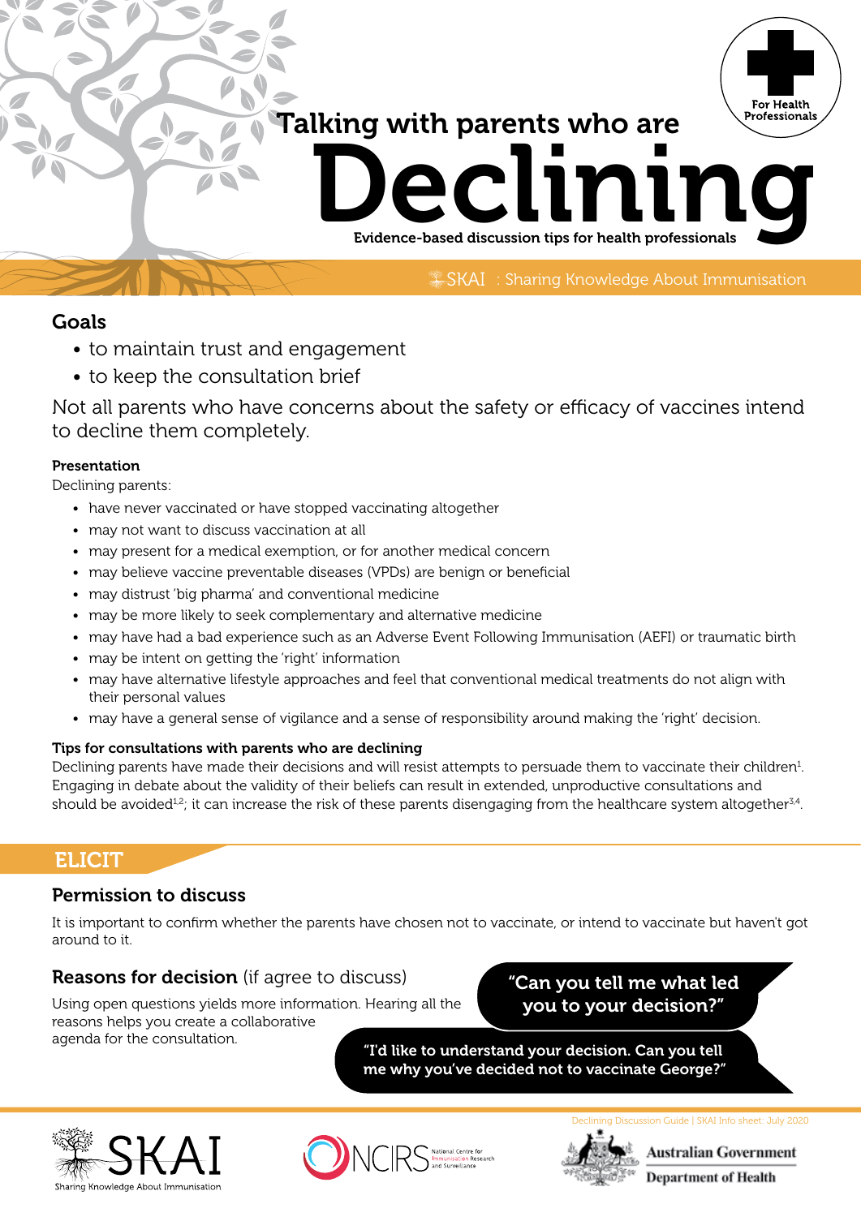For Health Professionals

# Talking with parents who are Declining

Evidence-based discussion tips for health professionals

SKAI : Sharing Knowledge About Immunisation

## Goals

- to maintain trust and engagement
- to keep the consultation brief

Not all parents who have concerns about the safety or efficacy of vaccines intend to decline them completely.

### Presentation

Declining parents:

- have never vaccinated or have stopped vaccinating altogether
- may not want to discuss vaccination at all
- may present for a medical exemption, or for another medical concern
- may believe vaccine preventable diseases (VPDs) are benign or beneficial
- may distrust 'big pharma' and conventional medicine
- may be more likely to seek complementary and alternative medicine
- may have had a bad experience such as an Adverse Event Following Immunisation (AEFI) or traumatic birth
- may be intent on getting the 'right' information
- may have alternative lifestyle approaches and feel that conventional medical treatments do not align with their personal values
- may have a general sense of vigilance and a sense of responsibility around making the 'right' decision.

### Tips for consultations with parents who are declining

Declining parents have made their decisions and will resist attempts to persuade them to vaccinate their children[1]. Engaging in debate about the validity of their beliefs can result in extended, unproductive consultations and should be avoided[1,2]; it can increase the risk of these parents disengaging from the healthcare system altogether[3,4].

## ELICIT

### Permission to discuss

It is important to confirm whether the parents have chosen not to vaccinate, or intend to vaccinate but haven't got around to it.

### Reasons for decision (if agree to discuss)

Using open questions yields more information. Hearing all the reasons helps you create a collaborative agenda for the consultation.

**"Can you tell me what led you to your decision?"**

**"I'd like to understand your decision. Can you tell me why you've decided not to vaccinate George?"**

Declining Discussion Guide | SKAI Info sheet: July 2020

SKAI Sharing Knowledge About Immunisation | NCIRS National Centre for Immunisation Research and Surveillance | Australian Government Department of Health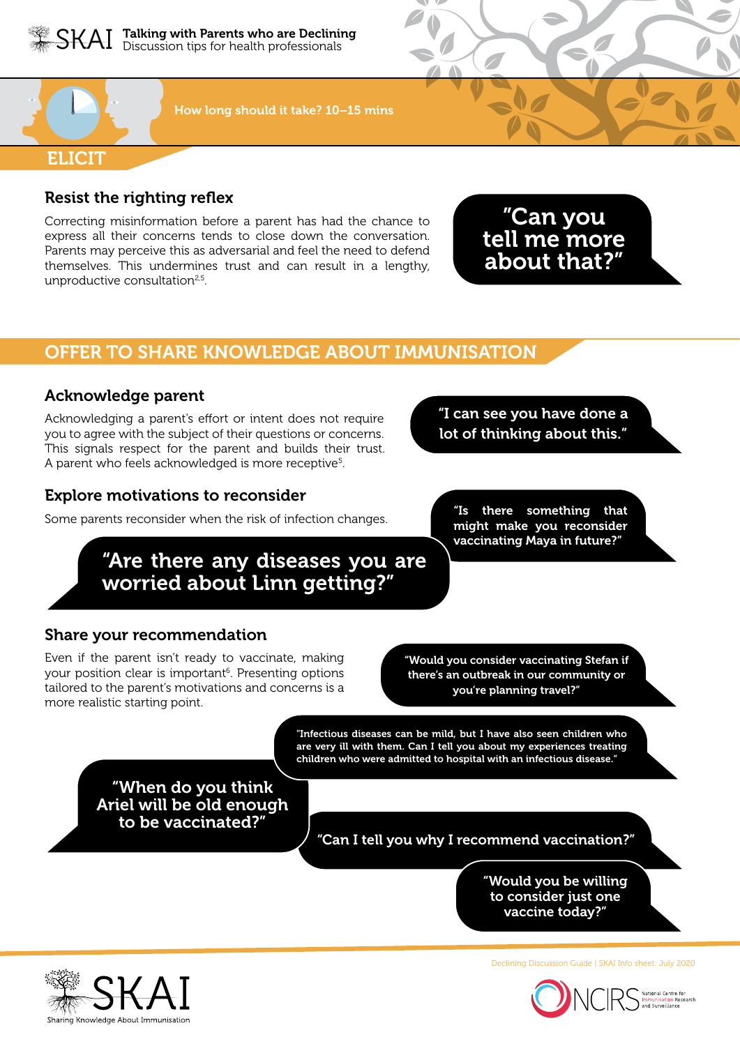# Talking with Parents who are Declining

Discussion tips for health professionals

How long should it take? 10–15 mins

## ELICIT

### Resist the righting reflex

Correcting misinformation before a parent has had the chance to express all their concerns tends to close down the conversation. Parents may perceive this as adversarial and feel the need to defend themselves. This undermines trust and can result in a lengthy, unproductive consultation[2,5].

"Can you tell me more about that?"

## OFFER TO SHARE KNOWLEDGE ABOUT IMMUNISATION

### Acknowledge parent

Acknowledging a parent's effort or intent does not require you to agree with the subject of their questions or concerns. This signals respect for the parent and builds their trust. A parent who feels acknowledged is more receptive[5].

"I can see you have done a lot of thinking about this."

### Explore motivations to reconsider

Some parents reconsider when the risk of infection changes.

"Is there something that might make you reconsider vaccinating Maya in future?"

"Are there any diseases you are worried about Linn getting?"

### Share your recommendation

Even if the parent isn't ready to vaccinate, making your position clear is important[6]. Presenting options tailored to the parent's motivations and concerns is a more realistic starting point.

"Would you consider vaccinating Stefan if there's an outbreak in our community or you're planning travel?"

"Infectious diseases can be mild, but I have also seen children who are very ill with them. Can I tell you about my experiences treating children who were admitted to hospital with an infectious disease."

"When do you think Ariel will be old enough to be vaccinated?"

"Can I tell you why I recommend vaccination?"

"Would you be willing to consider just one vaccine today?"

Declining Discussion Guide | SKAI Info sheet: July 2020

SKAI Sharing Knowledge About Immunisation

NCIRS National Centre for Immunisation Research and Surveillance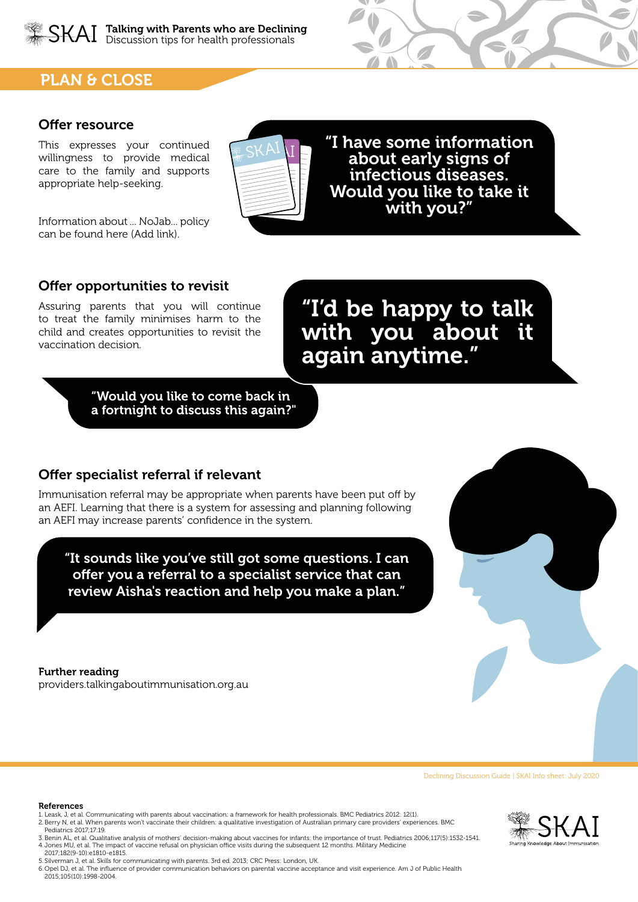## PLAN & CLOSE

### Offer resource

This expresses your continued willingness to provide medical care to the family and supports appropriate help-seeking.

Information about ... NoJab... policy can be found here (Add link).

"I have some information about early signs of infectious diseases. Would you like to take it with you?"

### Offer opportunities to revisit

Assuring parents that you will continue to treat the family minimises harm to the child and creates opportunities to revisit the vaccination decision.

"I'd be happy to talk with you about it again anytime."

"Would you like to come back in a fortnight to discuss this again?"

### Offer specialist referral if relevant

Immunisation referral may be appropriate when parents have been put off by an AEFI. Learning that there is a system for assessing and planning following an AEFI may increase parents' confidence in the system.

"It sounds like you've still got some questions. I can offer you a referral to a specialist service that can review Aisha's reaction and help you make a plan."

**Further reading**
providers.talkingaboutimmunisation.org.au

Declining Discussion Guide | SKAI Info sheet: July 2020

**References**

1. Leask, J, et al. Communicating with parents about vaccination: a framework for health professionals. BMC Pediatrics 2012: 12(1).
2. Berry N, et al. When parents won't vaccinate their children: a qualitative investigation of Australian primary care providers' experiences. BMC Pediatrics 2017;17:19.
3. Benin AL, et al. Qualitative analysis of mothers' decision-making about vaccines for infants: the importance of trust. Pediatrics 2006;117(5):1532-1541.
4. Jones MU, et al. The impact of vaccine refusal on physician office visits during the subsequent 12 months. Military Medicine 2017;182(9-10):e1810-e1815.
5. Silverman J, et al. Skills for communicating with parents. 3rd ed. 2013; CRC Press: London, UK.
6. Opel DJ, et al. The influence of provider communication behaviors on parental vaccine acceptance and visit experience. Am J of Public Health 2015;105(10):1998-2004.